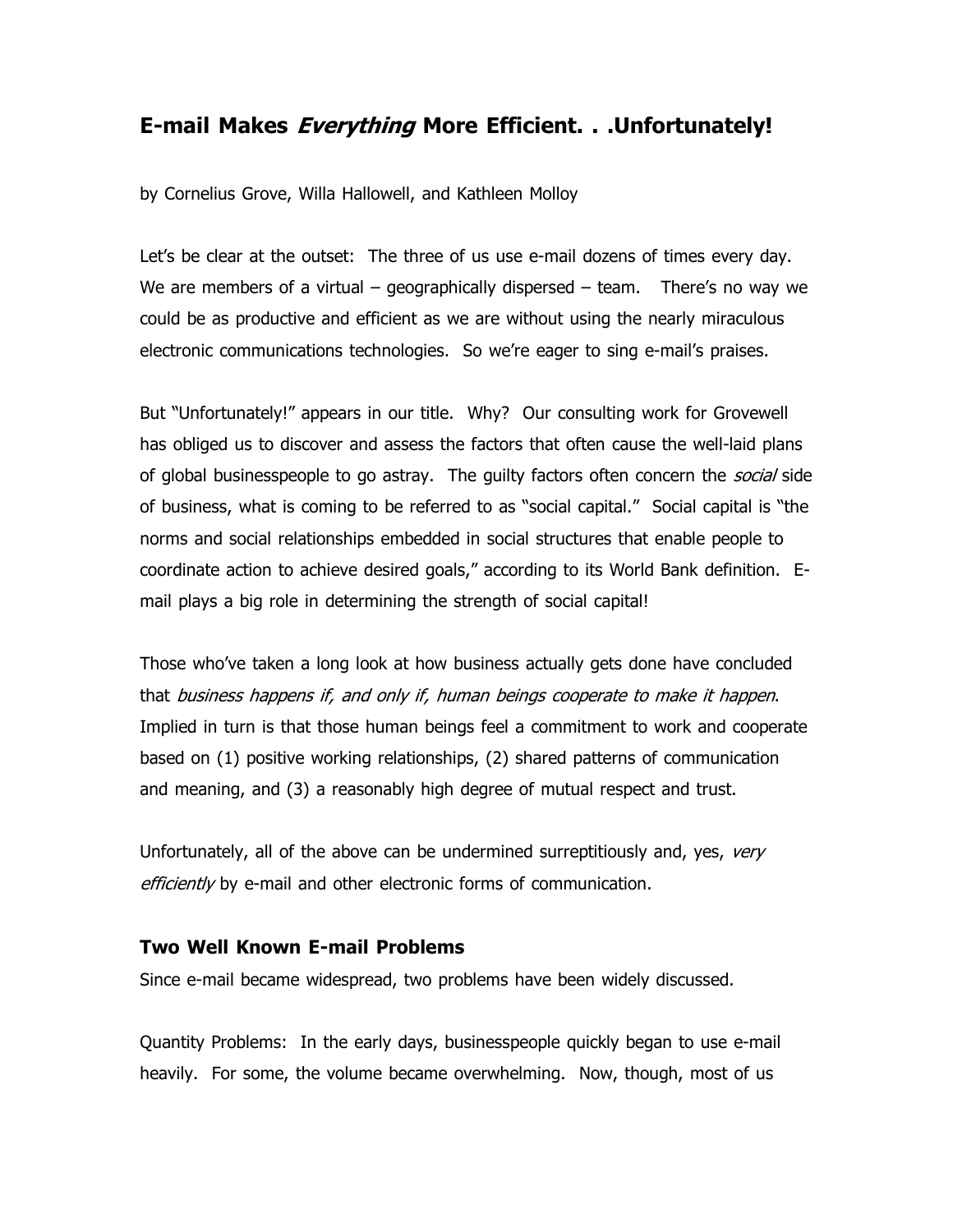# E-mail Makes *Everything* More Efficient. . .Unfortunately!

by Cornelius Grove, Willa Hallowell, and Kathleen Molloy

Let's be clear at the outset: The three of us use e-mail dozens of times every day. We are members of a virtual – geographically dispersed – team. There's no way we could be as productive and efficient as we are without using the nearly miraculous electronic communications technologies. So we're eager to sing e-mail's praises.

But "Unfortunately!" appears in our title. Why? Our consulting work for Grovewell has obliged us to discover and assess the factors that often cause the well-laid plans of global businesspeople to go astray. The guilty factors often concern the *social* side of business, what is coming to be referred to as "social capital." Social capital is "the norms and social relationships embedded in social structures that enable people to coordinate action to achieve desired goals," according to its World Bank definition. E-mail plays a big role in determining the strength of social capital!

Those who've taken a long look at how business actually gets done have concluded that *business happens if, and only if, human beings cooperate to make it happen*. Implied in turn is that those human beings feel a commitment to work and cooperate based on (1) positive working relationships, (2) shared patterns of communication and meaning, and (3) a reasonably high degree of mutual respect and trust.

Unfortunately, all of the above can be undermined surreptitiously and, yes, *very efficiently* by e-mail and other electronic forms of communication.

## Two Well Known E-mail Problems

Since e-mail became widespread, two problems have been widely discussed.

Quantity Problems: In the early days, businesspeople quickly began to use e-mail heavily. For some, the volume became overwhelming. Now, though, most of us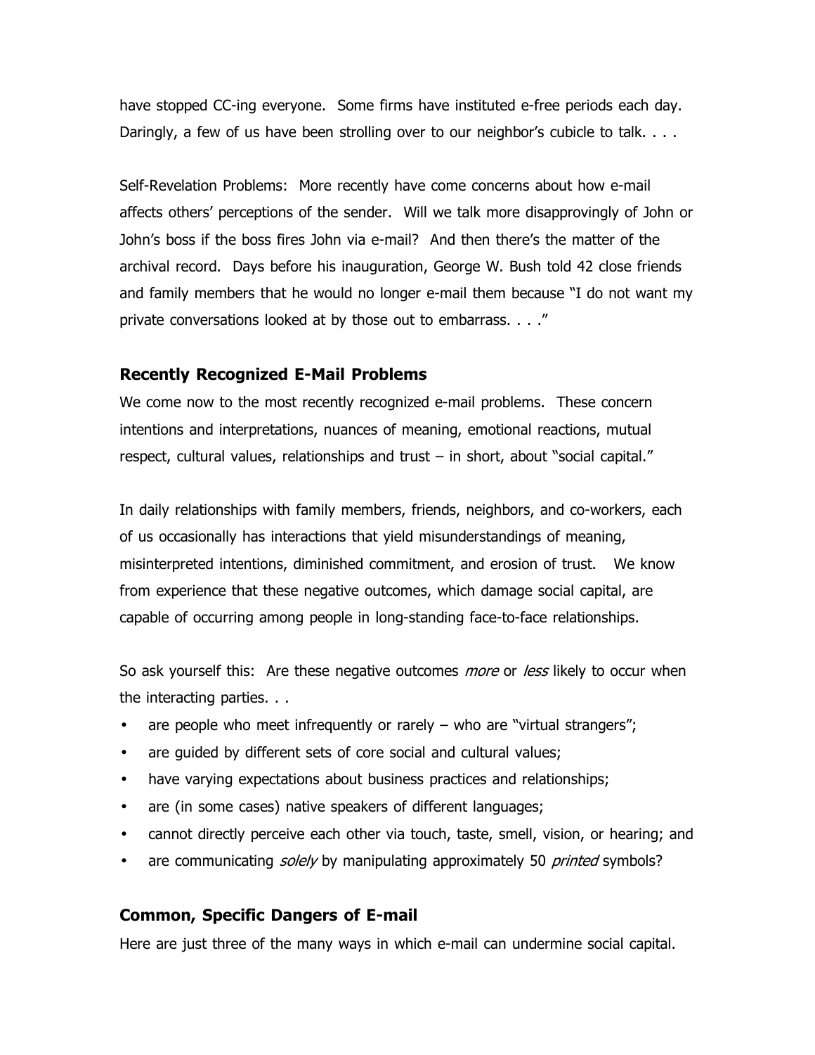have stopped CC-ing everyone. Some firms have instituted e-free periods each day. Daringly, a few of us have been strolling over to our neighbor's cubicle to talk. . . .

Self-Revelation Problems: More recently have come concerns about how e-mail affects others' perceptions of the sender. Will we talk more disapprovingly of John or John's boss if the boss fires John via e-mail? And then there's the matter of the archival record. Days before his inauguration, George W. Bush told 42 close friends and family members that he would no longer e-mail them because "I do not want my private conversations looked at by those out to embarrass. . . ."

### Recently Recognized E-Mail Problems

We come now to the most recently recognized e-mail problems. These concern intentions and interpretations, nuances of meaning, emotional reactions, mutual respect, cultural values, relationships and trust – in short, about "social capital."

In daily relationships with family members, friends, neighbors, and co-workers, each of us occasionally has interactions that yield misunderstandings of meaning, misinterpreted intentions, diminished commitment, and erosion of trust. We know from experience that these negative outcomes, which damage social capital, are capable of occurring among people in long-standing face-to-face relationships.

So ask yourself this: Are these negative outcomes *more* or *less* likely to occur when the interacting parties. . .

- are people who meet infrequently or rarely – who are "virtual strangers";
- are guided by different sets of core social and cultural values;
- have varying expectations about business practices and relationships;
- are (in some cases) native speakers of different languages;
- cannot directly perceive each other via touch, taste, smell, vision, or hearing; and
- are communicating *solely* by manipulating approximately 50 *printed* symbols?

### Common, Specific Dangers of E-mail

Here are just three of the many ways in which e-mail can undermine social capital.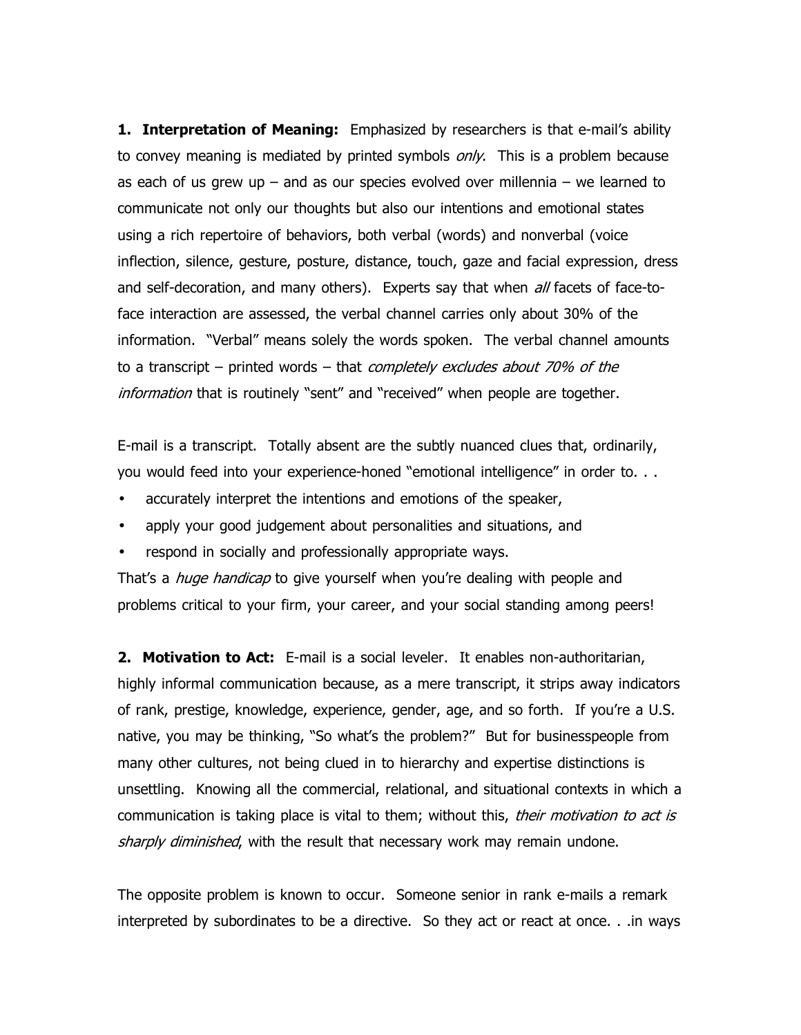**1. Interpretation of Meaning:** Emphasized by researchers is that e-mail's ability to convey meaning is mediated by printed symbols *only*. This is a problem because as each of us grew up – and as our species evolved over millennia – we learned to communicate not only our thoughts but also our intentions and emotional states using a rich repertoire of behaviors, both verbal (words) and nonverbal (voice inflection, silence, gesture, posture, distance, touch, gaze and facial expression, dress and self-decoration, and many others). Experts say that when *all* facets of face-to-face interaction are assessed, the verbal channel carries only about 30% of the information. "Verbal" means solely the words spoken. The verbal channel amounts to a transcript – printed words – that *completely excludes about 70% of the information* that is routinely "sent" and "received" when people are together.

E-mail is a transcript. Totally absent are the subtly nuanced clues that, ordinarily, you would feed into your experience-honed "emotional intelligence" in order to. . .

- accurately interpret the intentions and emotions of the speaker,
- apply your good judgement about personalities and situations, and
- respond in socially and professionally appropriate ways.

That's a *huge handicap* to give yourself when you're dealing with people and problems critical to your firm, your career, and your social standing among peers!

**2. Motivation to Act:** E-mail is a social leveler. It enables non-authoritarian, highly informal communication because, as a mere transcript, it strips away indicators of rank, prestige, knowledge, experience, gender, age, and so forth. If you're a U.S. native, you may be thinking, "So what's the problem?" But for businesspeople from many other cultures, not being clued in to hierarchy and expertise distinctions is unsettling. Knowing all the commercial, relational, and situational contexts in which a communication is taking place is vital to them; without this, *their motivation to act is sharply diminished*, with the result that necessary work may remain undone.

The opposite problem is known to occur. Someone senior in rank e-mails a remark interpreted by subordinates to be a directive. So they act or react at once. . .in ways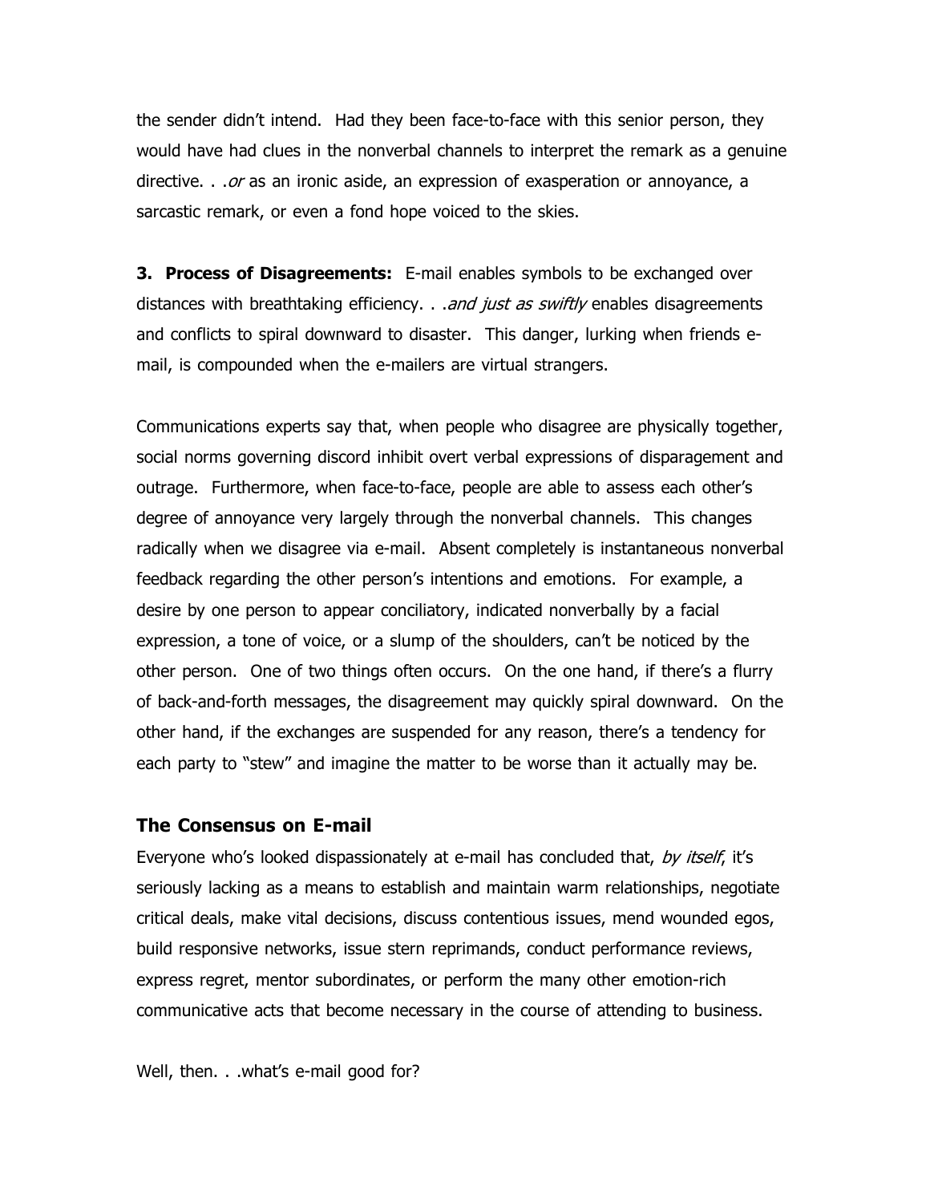the sender didn't intend. Had they been face-to-face with this senior person, they would have had clues in the nonverbal channels to interpret the remark as a genuine directive. . .*or* as an ironic aside, an expression of exasperation or annoyance, a sarcastic remark, or even a fond hope voiced to the skies.

**3. Process of Disagreements:** E-mail enables symbols to be exchanged over distances with breathtaking efficiency. . .*and just as swiftly* enables disagreements and conflicts to spiral downward to disaster. This danger, lurking when friends e-mail, is compounded when the e-mailers are virtual strangers.

Communications experts say that, when people who disagree are physically together, social norms governing discord inhibit overt verbal expressions of disparagement and outrage. Furthermore, when face-to-face, people are able to assess each other's degree of annoyance very largely through the nonverbal channels. This changes radically when we disagree via e-mail. Absent completely is instantaneous nonverbal feedback regarding the other person's intentions and emotions. For example, a desire by one person to appear conciliatory, indicated nonverbally by a facial expression, a tone of voice, or a slump of the shoulders, can't be noticed by the other person. One of two things often occurs. On the one hand, if there's a flurry of back-and-forth messages, the disagreement may quickly spiral downward. On the other hand, if the exchanges are suspended for any reason, there's a tendency for each party to "stew" and imagine the matter to be worse than it actually may be.

## The Consensus on E-mail

Everyone who's looked dispassionately at e-mail has concluded that, *by itself*, it's seriously lacking as a means to establish and maintain warm relationships, negotiate critical deals, make vital decisions, discuss contentious issues, mend wounded egos, build responsive networks, issue stern reprimands, conduct performance reviews, express regret, mentor subordinates, or perform the many other emotion-rich communicative acts that become necessary in the course of attending to business.

Well, then. . .what's e-mail good for?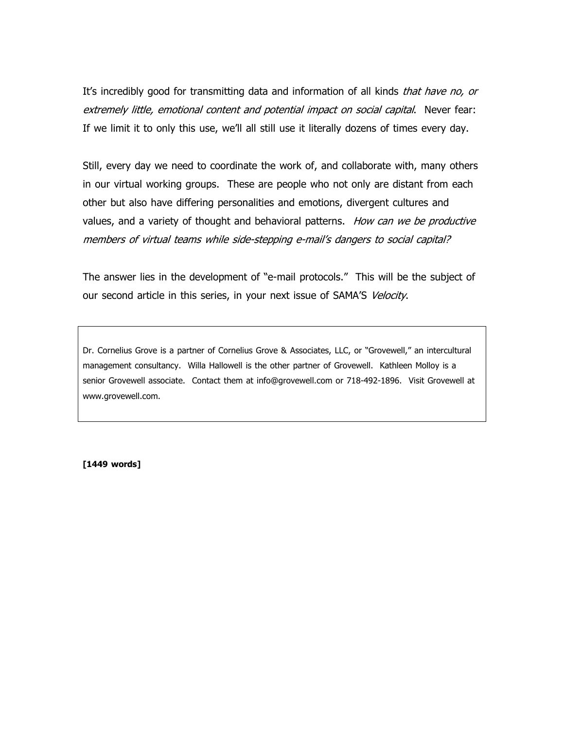It's incredibly good for transmitting data and information of all kinds *that have no, or extremely little, emotional content and potential impact on social capital*. Never fear: If we limit it to only this use, we'll all still use it literally dozens of times every day.

Still, every day we need to coordinate the work of, and collaborate with, many others in our virtual working groups. These are people who not only are distant from each other but also have differing personalities and emotions, divergent cultures and values, and a variety of thought and behavioral patterns. *How can we be productive members of virtual teams while side-stepping e-mail's dangers to social capital?*

The answer lies in the development of "e-mail protocols." This will be the subject of our second article in this series, in your next issue of SAMA'S *Velocity*.

> Dr. Cornelius Grove is a partner of Cornelius Grove & Associates, LLC, or "Grovewell," an intercultural management consultancy. Willa Hallowell is the other partner of Grovewell. Kathleen Molloy is a senior Grovewell associate. Contact them at info@grovewell.com or 718-492-1896. Visit Grovewell at www.grovewell.com.

**[1449 words]**